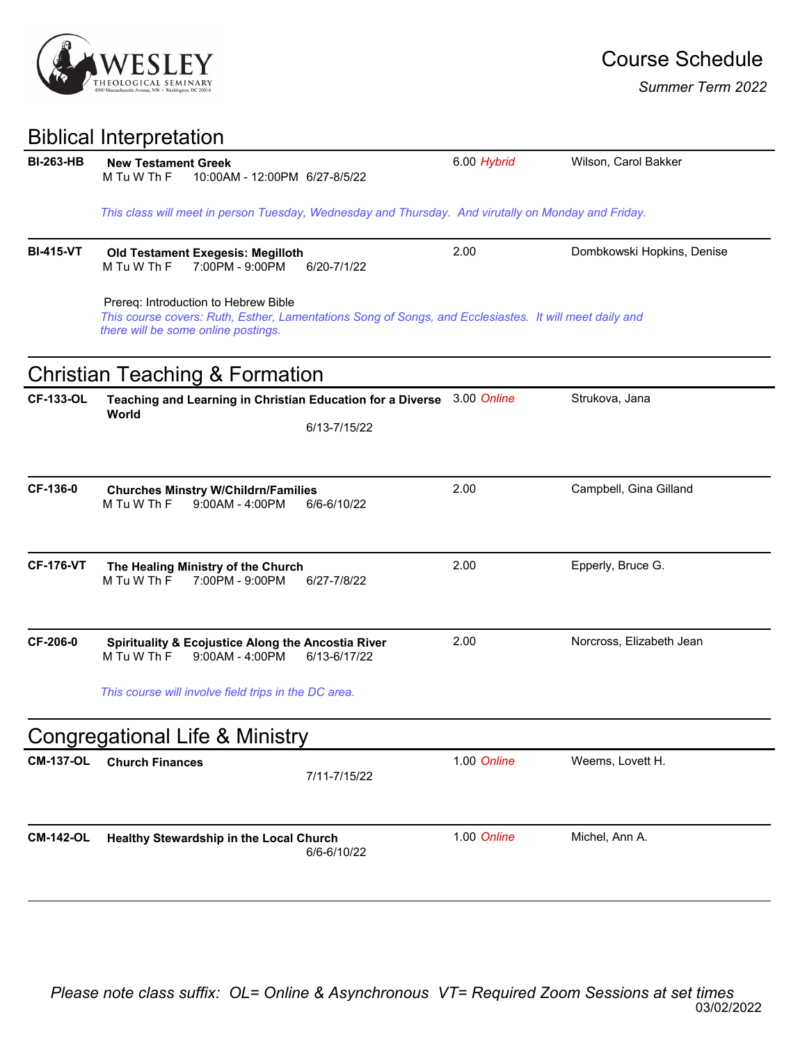WESLEY THEOLOGICAL SEMINARY
4500 Massachusetts Avenue, NW • Washington, DC 20016

# Course Schedule

*Summer Term 2022*

## Biblical Interpretation

**BI-263-HB** **New Testament Greek** — 6.00 *Hybrid* — Wilson, Carol Bakker
M Tu W Th F 10:00AM - 12:00PM 6/27-8/5/22

*This class will meet in person Tuesday, Wednesday and Thursday. And virutally on Monday and Friday.*

---

**BI-415-VT** **Old Testament Exegesis: Megilloth** — 2.00 — Dombkowski Hopkins, Denise
M Tu W Th F 7:00PM - 9:00PM 6/20-7/1/22

Prereq: Introduction to Hebrew Bible
*This course covers: Ruth, Esther, Lamentations Song of Songs, and Ecclesiastes. It will meet daily and there will be some online postings.*

## Christian Teaching & Formation

**CF-133-OL** **Teaching and Learning in Christian Education for a Diverse World** — 3.00 *Online* — Strukova, Jana
6/13-7/15/22

---

**CF-136-0** **Churches Minstry W/Childrn/Families** — 2.00 — Campbell, Gina Gilland
M Tu W Th F 9:00AM - 4:00PM 6/6-6/10/22

---

**CF-176-VT** **The Healing Ministry of the Church** — 2.00 — Epperly, Bruce G.
M Tu W Th F 7:00PM - 9:00PM 6/27-7/8/22

---

**CF-206-0** **Spirituality & Ecojustice Along the Ancostia River** — 2.00 — Norcross, Elizabeth Jean
M Tu W Th F 9:00AM - 4:00PM 6/13-6/17/22

*This course will involve field trips in the DC area.*

## Congregational Life & Ministry

**CM-137-OL** **Church Finances** — 1.00 *Online* — Weems, Lovett H.
7/11-7/15/22

---

**CM-142-OL** **Healthy Stewardship in the Local Church** — 1.00 *Online* — Michel, Ann A.
6/6-6/10/22

---

*Please note class suffix: OL= Online & Asynchronous VT= Required Zoom Sessions at set times*

03/02/2022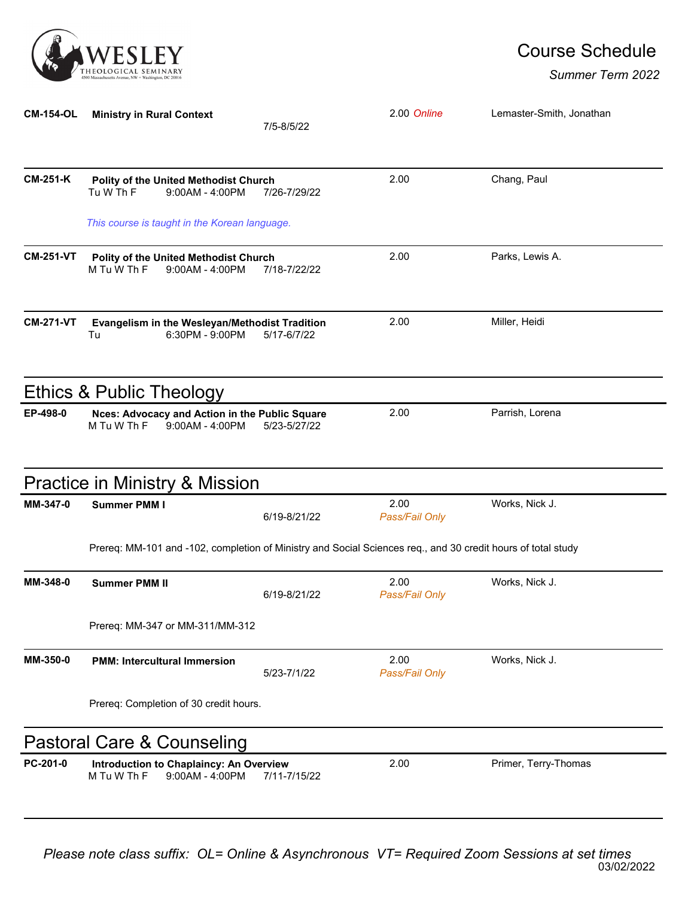| Course | Title | Days | Time | Dates | Credits | Instructor |
|---|---|---|---|---|---|---|
| CM-154-OL | **Ministry in Rural Context** | | | 7/5-8/5/22 | 2.00 *Online* | Lemaster-Smith, Jonathan |
| CM-251-K | **Polity of the United Methodist Church** | Tu W Th F | 9:00AM - 4:00PM | 7/26-7/29/22 | 2.00 | Chang, Paul |
| | *This course is taught in the Korean language.* | | | | | |
| CM-251-VT | **Polity of the United Methodist Church** | M Tu W Th F | 9:00AM - 4:00PM | 7/18-7/22/22 | 2.00 | Parks, Lewis A. |
| CM-271-VT | **Evangelism in the Wesleyan/Methodist Tradition** | Tu | 6:30PM - 9:00PM | 5/17-6/7/22 | 2.00 | Miller, Heidi |

## Ethics & Public Theology

| Course | Title | Days | Time | Dates | Credits | Instructor |
|---|---|---|---|---|---|---|
| EP-498-0 | **Nces: Advocacy and Action in the Public Square** | M Tu W Th F | 9:00AM - 4:00PM | 5/23-5/27/22 | 2.00 | Parrish, Lorena |

## Practice in Ministry & Mission

| Course | Title | Days | Time | Dates | Credits | Instructor |
|---|---|---|---|---|---|---|
| MM-347-0 | **Summer PMM I** | | | 6/19-8/21/22 | 2.00 *Pass/Fail Only* | Works, Nick J. |
| | Prereq: MM-101 and -102, completion of Ministry and Social Sciences req., and 30 credit hours of total study | | | | | |
| MM-348-0 | **Summer PMM II** | | | 6/19-8/21/22 | 2.00 *Pass/Fail Only* | Works, Nick J. |
| | Prereq: MM-347 or MM-311/MM-312 | | | | | |
| MM-350-0 | **PMM: Intercultural Immersion** | | | 5/23-7/1/22 | 2.00 *Pass/Fail Only* | Works, Nick J. |
| | Prereq: Completion of 30 credit hours. | | | | | |

## Pastoral Care & Counseling

| Course | Title | Days | Time | Dates | Credits | Instructor |
|---|---|---|---|---|---|---|
| PC-201-0 | **Introduction to Chaplaincy: An Overview** | M Tu W Th F | 9:00AM - 4:00PM | 7/11-7/15/22 | 2.00 | Primer, Terry-Thomas |

*Please note class suffix: OL= Online & Asynchronous VT= Required Zoom Sessions at set times*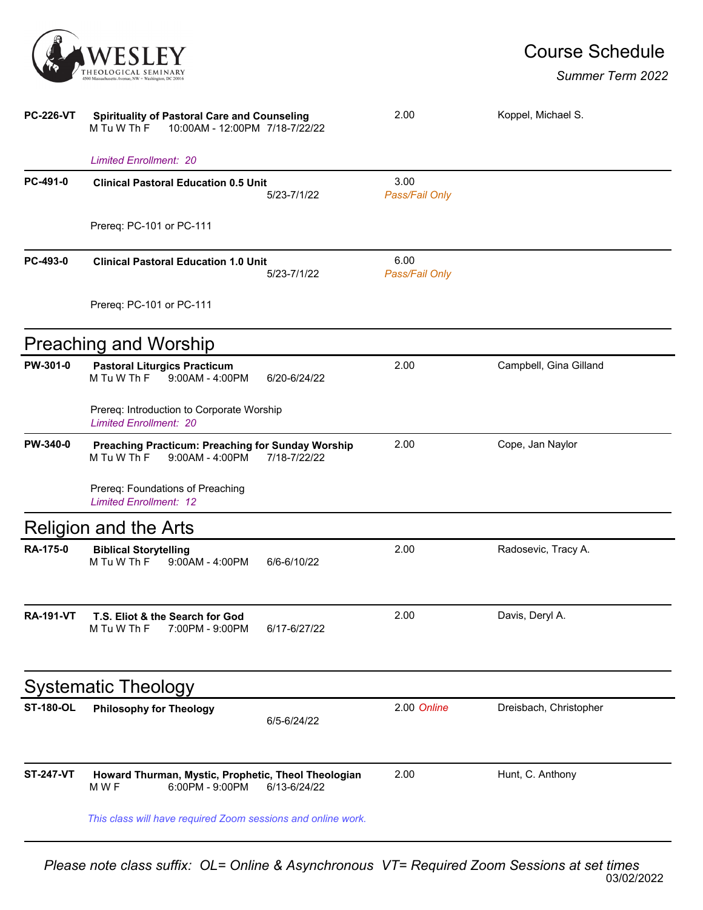| | | | |
|---|---|---|---|
| **PC-226-VT** | **Spirituality of Pastoral Care and Counseling**<br>M Tu W Th F 10:00AM - 12:00PM 7/18-7/22/22<br><br>*Limited Enrollment: 20* | 2.00 | Koppel, Michael S. |
| **PC-491-0** | **Clinical Pastoral Education 0.5 Unit**<br>5/23-7/1/22<br><br>Prereq: PC-101 or PC-111 | 3.00<br>*Pass/Fail Only* | |
| **PC-493-0** | **Clinical Pastoral Education 1.0 Unit**<br>5/23-7/1/22<br><br>Prereq: PC-101 or PC-111 | 6.00<br>*Pass/Fail Only* | |

## Preaching and Worship

| | | | |
|---|---|---|---|
| **PW-301-0** | **Pastoral Liturgics Practicum**<br>M Tu W Th F 9:00AM - 4:00PM 6/20-6/24/22<br><br>Prereq: Introduction to Corporate Worship<br>*Limited Enrollment: 20* | 2.00 | Campbell, Gina Gilland |
| **PW-340-0** | **Preaching Practicum: Preaching for Sunday Worship**<br>M Tu W Th F 9:00AM - 4:00PM 7/18-7/22/22<br><br>Prereq: Foundations of Preaching<br>*Limited Enrollment: 12* | 2.00 | Cope, Jan Naylor |

## Religion and the Arts

| | | | |
|---|---|---|---|
| **RA-175-0** | **Biblical Storytelling**<br>M Tu W Th F 9:00AM - 4:00PM 6/6-6/10/22 | 2.00 | Radosevic, Tracy A. |
| **RA-191-VT** | **T.S. Eliot & the Search for God**<br>M Tu W Th F 7:00PM - 9:00PM 6/17-6/27/22 | 2.00 | Davis, Deryl A. |

## Systematic Theology

| | | | |
|---|---|---|---|
| **ST-180-OL** | **Philosophy for Theology**<br>6/5-6/24/22 | 2.00 *Online* | Dreisbach, Christopher |
| **ST-247-VT** | **Howard Thurman, Mystic, Prophetic, Theol Theologian**<br>M W F 6:00PM - 9:00PM 6/13-6/24/22<br><br>*This class will have required Zoom sessions and online work.* | 2.00 | Hunt, C. Anthony |

*Please note class suffix: OL= Online & Asynchronous VT= Required Zoom Sessions at set times*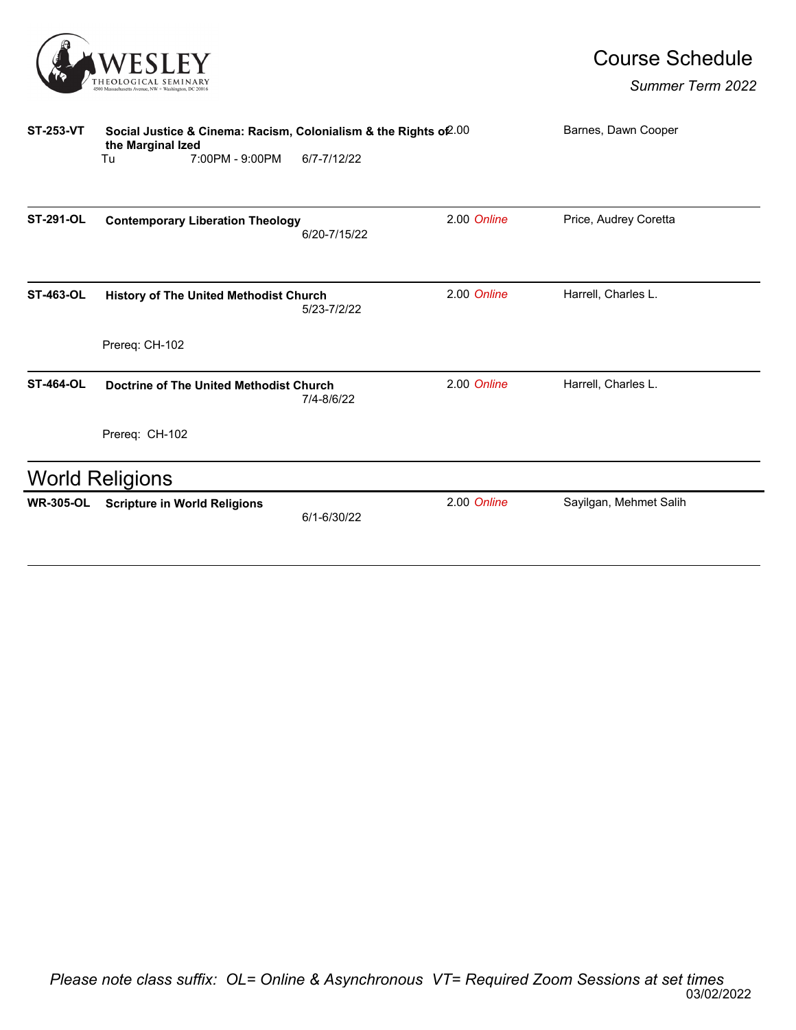| | | | | | |
|---|---|---|---|---|---|
| **ST-253-VT** | **Social Justice & Cinema: Racism, Colonialism & the Rights of the Marginal Ized**<br>Tu 7:00PM - 9:00PM | 6/7-7/12/22 | 2.00 | | Barnes, Dawn Cooper |
| **ST-291-OL** | **Contemporary Liberation Theology** | 6/20-7/15/22 | 2.00 | *Online* | Price, Audrey Coretta |
| **ST-463-OL** | **History of The United Methodist Church**<br>Prereq: CH-102 | 5/23-7/2/22 | 2.00 | *Online* | Harrell, Charles L. |
| **ST-464-OL** | **Doctrine of The United Methodist Church**<br>Prereq: CH-102 | 7/4-8/6/22 | 2.00 | *Online* | Harrell, Charles L. |

## World Religions

| | | | | | |
|---|---|---|---|---|---|
| **WR-305-OL** | **Scripture in World Religions** | 6/1-6/30/22 | 2.00 | *Online* | Sayilgan, Mehmet Salih |

*Please note class suffix: OL= Online & Asynchronous VT= Required Zoom Sessions at set times*